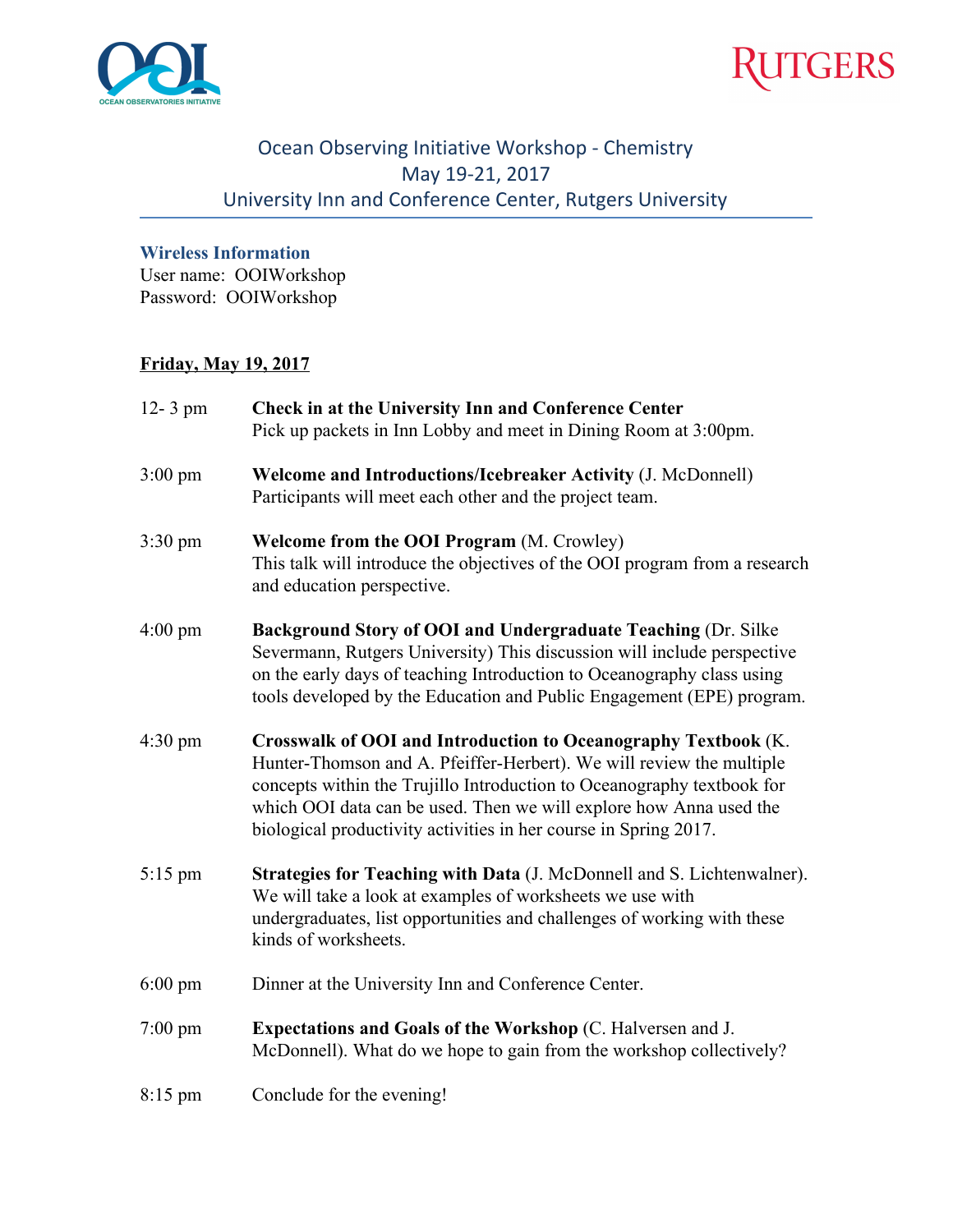# Ocean Observing Initiative Workshop - Chemistry
## May 19-21, 2017
## University Inn and Conference Center, Rutgers University

### Wireless Information

User name: OOIWorkshop
Password: OOIWorkshop

### Friday, May 19, 2017

12- 3 pm **Check in at the University Inn and Conference Center**
Pick up packets in Inn Lobby and meet in Dining Room at 3:00pm.

3:00 pm **Welcome and Introductions/Icebreaker Activity** (J. McDonnell)
Participants will meet each other and the project team.

3:30 pm **Welcome from the OOI Program** (M. Crowley)
This talk will introduce the objectives of the OOI program from a research and education perspective.

4:00 pm **Background Story of OOI and Undergraduate Teaching** (Dr. Silke Severmann, Rutgers University) This discussion will include perspective on the early days of teaching Introduction to Oceanography class using tools developed by the Education and Public Engagement (EPE) program.

4:30 pm **Crosswalk of OOI and Introduction to Oceanography Textbook** (K. Hunter-Thomson and A. Pfeiffer-Herbert). We will review the multiple concepts within the Trujillo Introduction to Oceanography textbook for which OOI data can be used. Then we will explore how Anna used the biological productivity activities in her course in Spring 2017.

5:15 pm **Strategies for Teaching with Data** (J. McDonnell and S. Lichtenwalner). We will take a look at examples of worksheets we use with undergraduates, list opportunities and challenges of working with these kinds of worksheets.

6:00 pm Dinner at the University Inn and Conference Center.

7:00 pm **Expectations and Goals of the Workshop** (C. Halversen and J. McDonnell). What do we hope to gain from the workshop collectively?

8:15 pm Conclude for the evening!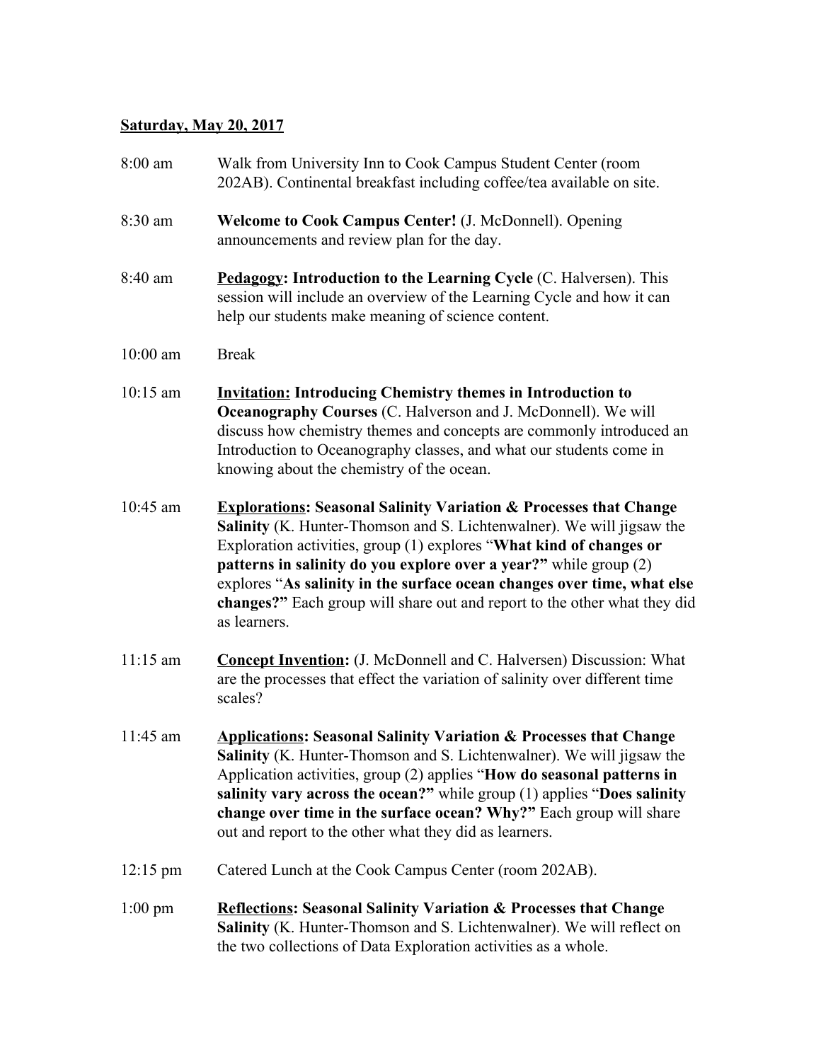**<u>Saturday, May 20, 2017</u>**

8:00 am — Walk from University Inn to Cook Campus Student Center (room 202AB). Continental breakfast including coffee/tea available on site.

8:30 am — **Welcome to Cook Campus Center!** (J. McDonnell). Opening announcements and review plan for the day.

8:40 am — **<u>Pedagogy</u>: Introduction to the Learning Cycle** (C. Halversen). This session will include an overview of the Learning Cycle and how it can help our students make meaning of science content.

10:00 am — Break

10:15 am — **<u>Invitation:</u> Introducing Chemistry themes in Introduction to Oceanography Courses** (C. Halverson and J. McDonnell). We will discuss how chemistry themes and concepts are commonly introduced an Introduction to Oceanography classes, and what our students come in knowing about the chemistry of the ocean.

10:45 am — **<u>Explorations</u>: Seasonal Salinity Variation & Processes that Change Salinity** (K. Hunter-Thomson and S. Lichtenwalner). We will jigsaw the Exploration activities, group (1) explores "**What kind of changes or patterns in salinity do you explore over a year?"** while group (2) explores "**As salinity in the surface ocean changes over time, what else changes?"** Each group will share out and report to the other what they did as learners.

11:15 am — **<u>Concept Invention</u>:** (J. McDonnell and C. Halversen) Discussion: What are the processes that effect the variation of salinity over different time scales?

11:45 am — **<u>Applications</u>: Seasonal Salinity Variation & Processes that Change Salinity** (K. Hunter-Thomson and S. Lichtenwalner). We will jigsaw the Application activities, group (2) applies "**How do seasonal patterns in salinity vary across the ocean?"** while group (1) applies "**Does salinity change over time in the surface ocean? Why?"** Each group will share out and report to the other what they did as learners.

12:15 pm — Catered Lunch at the Cook Campus Center (room 202AB).

1:00 pm — **<u>Reflections</u>: Seasonal Salinity Variation & Processes that Change Salinity** (K. Hunter-Thomson and S. Lichtenwalner). We will reflect on the two collections of Data Exploration activities as a whole.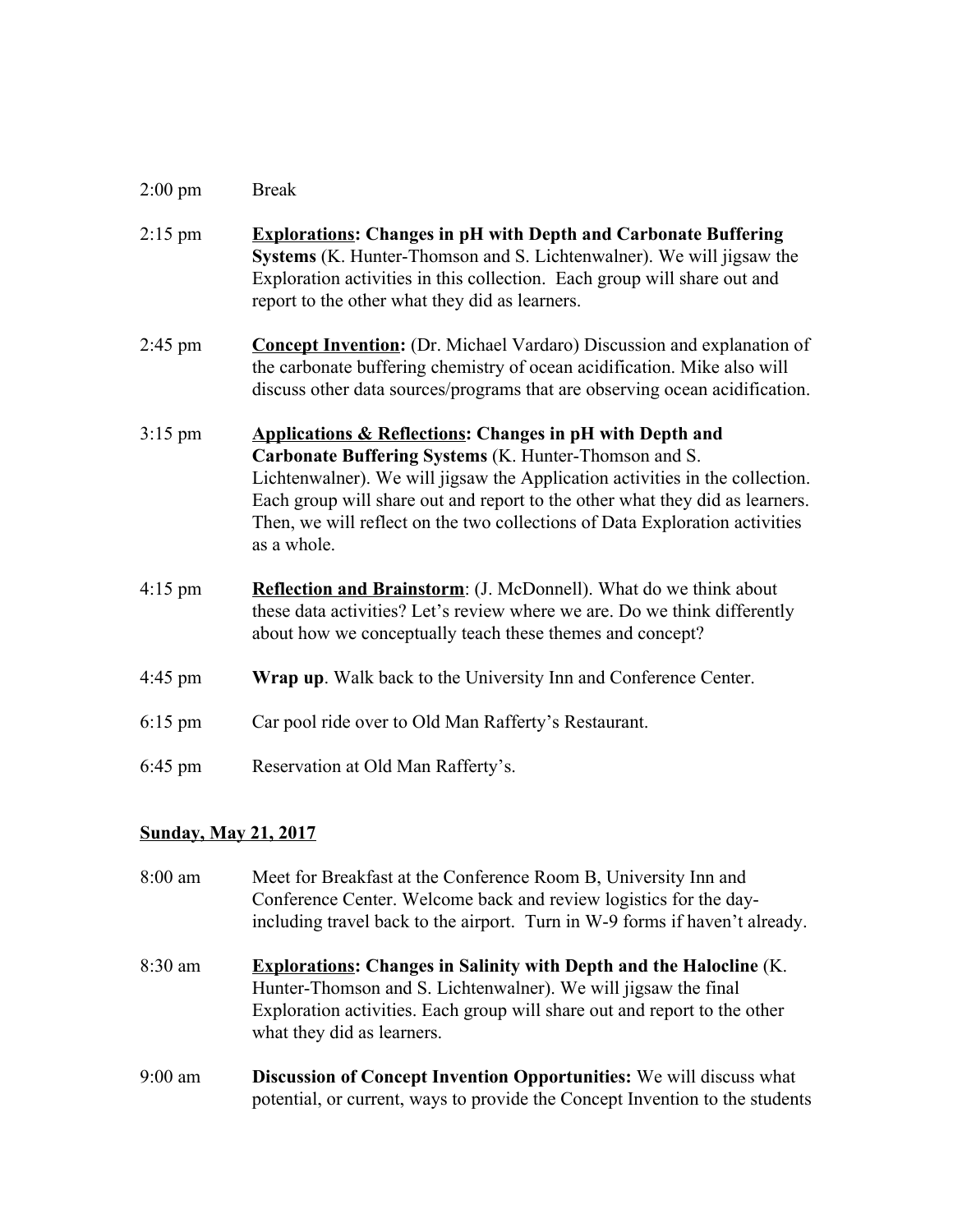2:00 pm Break

2:15 pm **<u>Explorations</u>: Changes in pH with Depth and Carbonate Buffering Systems** (K. Hunter-Thomson and S. Lichtenwalner). We will jigsaw the Exploration activities in this collection. Each group will share out and report to the other what they did as learners.

2:45 pm **<u>Concept Invention</u>:** (Dr. Michael Vardaro) Discussion and explanation of the carbonate buffering chemistry of ocean acidification. Mike also will discuss other data sources/programs that are observing ocean acidification.

3:15 pm **<u>Applications & Reflections</u>: Changes in pH with Depth and Carbonate Buffering Systems** (K. Hunter-Thomson and S. Lichtenwalner). We will jigsaw the Application activities in the collection. Each group will share out and report to the other what they did as learners. Then, we will reflect on the two collections of Data Exploration activities as a whole.

4:15 pm **<u>Reflection and Brainstorm</u>**: (J. McDonnell). What do we think about these data activities? Let's review where we are. Do we think differently about how we conceptually teach these themes and concept?

4:45 pm **Wrap up**. Walk back to the University Inn and Conference Center.

6:15 pm Car pool ride over to Old Man Rafferty's Restaurant.

6:45 pm Reservation at Old Man Rafferty's.

**<u>Sunday, May 21, 2017</u>**

8:00 am Meet for Breakfast at the Conference Room B, University Inn and Conference Center. Welcome back and review logistics for the day-including travel back to the airport. Turn in W-9 forms if haven't already.

8:30 am **<u>Explorations</u>: Changes in Salinity with Depth and the Halocline** (K. Hunter-Thomson and S. Lichtenwalner). We will jigsaw the final Exploration activities. Each group will share out and report to the other what they did as learners.

9:00 am **Discussion of Concept Invention Opportunities:** We will discuss what potential, or current, ways to provide the Concept Invention to the students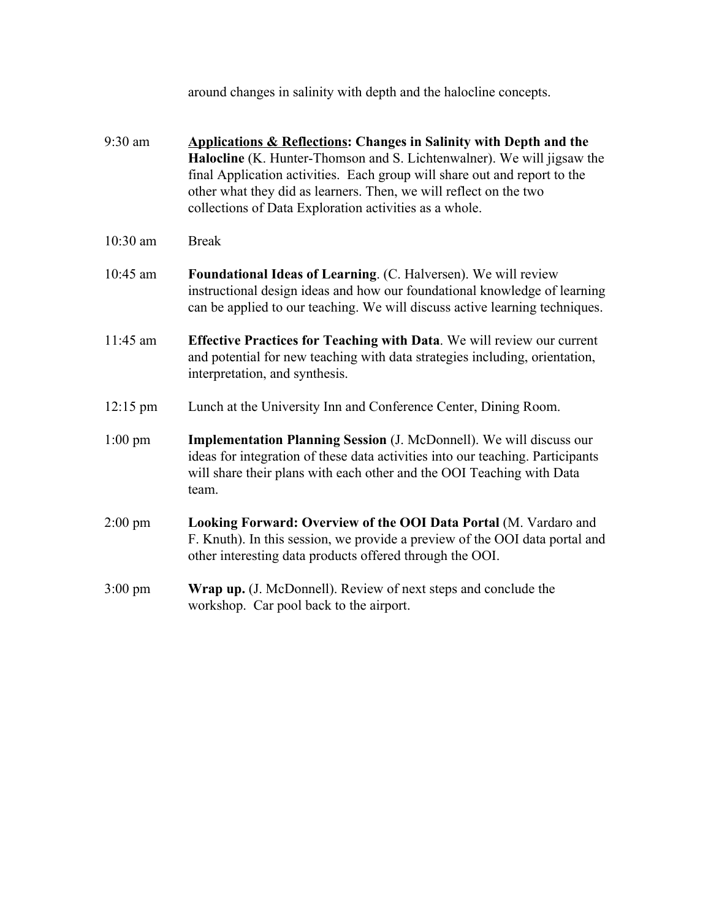around changes in salinity with depth and the halocline concepts.

9:30 am **<u>Applications & Reflections</u>: Changes in Salinity with Depth and the Halocline** (K. Hunter-Thomson and S. Lichtenwalner). We will jigsaw the final Application activities. Each group will share out and report to the other what they did as learners. Then, we will reflect on the two collections of Data Exploration activities as a whole.

10:30 am Break

10:45 am **Foundational Ideas of Learning**. (C. Halversen). We will review instructional design ideas and how our foundational knowledge of learning can be applied to our teaching. We will discuss active learning techniques.

11:45 am **Effective Practices for Teaching with Data**. We will review our current and potential for new teaching with data strategies including, orientation, interpretation, and synthesis.

12:15 pm Lunch at the University Inn and Conference Center, Dining Room.

1:00 pm **Implementation Planning Session** (J. McDonnell). We will discuss our ideas for integration of these data activities into our teaching. Participants will share their plans with each other and the OOI Teaching with Data team.

2:00 pm **Looking Forward: Overview of the OOI Data Portal** (M. Vardaro and F. Knuth). In this session, we provide a preview of the OOI data portal and other interesting data products offered through the OOI.

3:00 pm **Wrap up.** (J. McDonnell). Review of next steps and conclude the workshop. Car pool back to the airport.